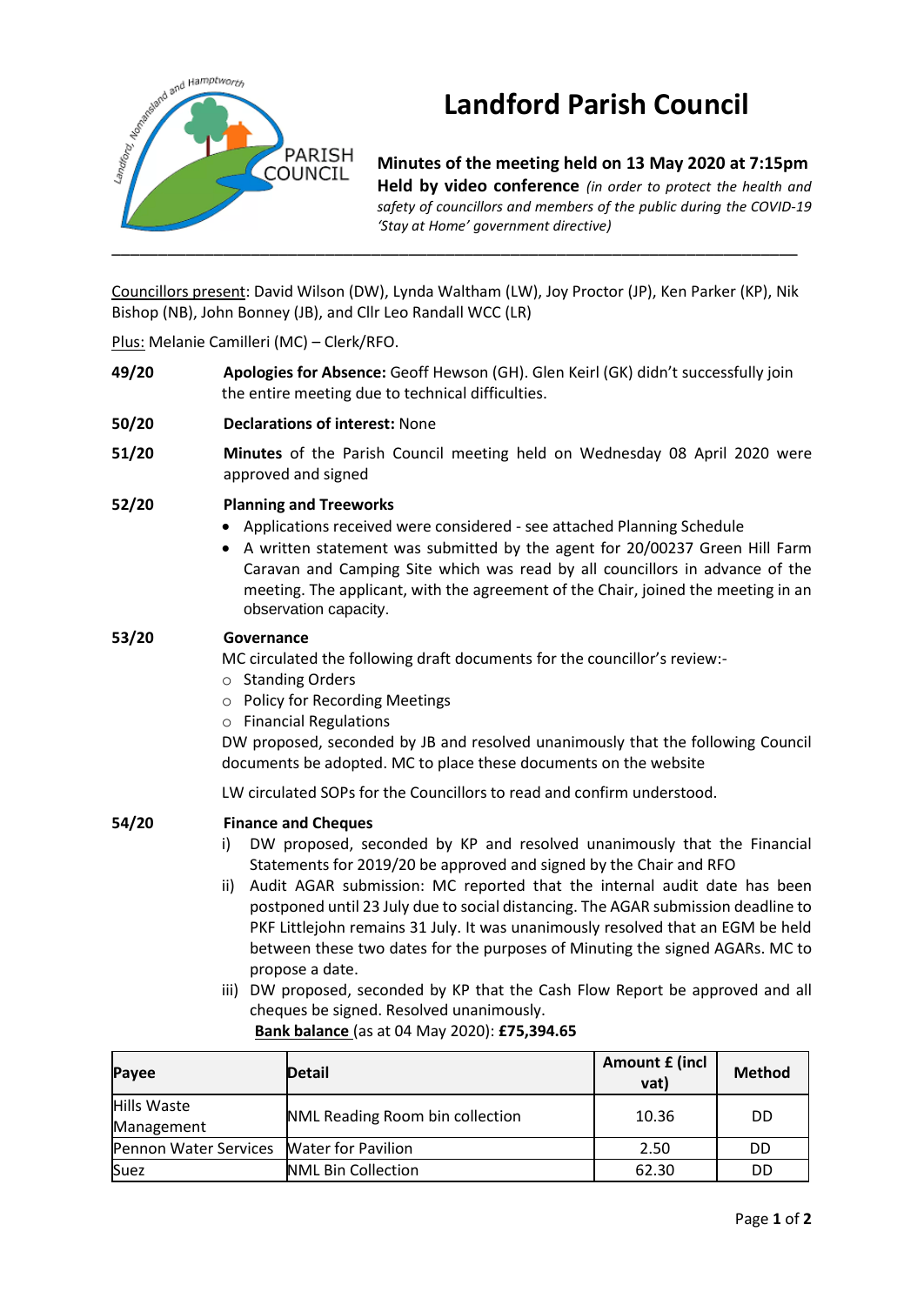# Landford Parish Council

**Minutes of the meeting held on 13 May 2020 at 7:15pm**

**Held by video conference** *(in order to protect the health and safety of councillors and members of the public during the COVID-19 'Stay at Home' government directive)*

---

Councillors present: David Wilson (DW), Lynda Waltham (LW), Joy Proctor (JP), Ken Parker (KP), Nik Bishop (NB), John Bonney (JB), and Cllr Leo Randall WCC (LR)

Plus: Melanie Camilleri (MC) – Clerk/RFO.

**49/20** **Apologies for Absence:** Geoff Hewson (GH). Glen Keirl (GK) didn't successfully join the entire meeting due to technical difficulties.

**50/20** **Declarations of interest:** None

**51/20** **Minutes** of the Parish Council meeting held on Wednesday 08 April 2020 were approved and signed

**52/20** **Planning and Treeworks**

- Applications received were considered - see attached Planning Schedule
- A written statement was submitted by the agent for 20/00237 Green Hill Farm Caravan and Camping Site which was read by all councillors in advance of the meeting. The applicant, with the agreement of the Chair, joined the meeting in an observation capacity.

**53/20** **Governance**

MC circulated the following draft documents for the councillor's review:-

- Standing Orders
- Policy for Recording Meetings
- Financial Regulations

DW proposed, seconded by JB and resolved unanimously that the following Council documents be adopted. MC to place these documents on the website

LW circulated SOPs for the Councillors to read and confirm understood.

**54/20** **Finance and Cheques**

i) DW proposed, seconded by KP and resolved unanimously that the Financial Statements for 2019/20 be approved and signed by the Chair and RFO

ii) Audit AGAR submission: MC reported that the internal audit date has been postponed until 23 July due to social distancing. The AGAR submission deadline to PKF Littlejohn remains 31 July. It was unanimously resolved that an EGM be held between these two dates for the purposes of Minuting the signed AGARs. MC to propose a date.

iii) DW proposed, seconded by KP that the Cash Flow Report be approved and all cheques be signed. Resolved unanimously.

**Bank balance** (as at 04 May 2020): **£75,394.65**

| Payee | Detail | Amount £ (incl vat) | Method |
|---|---|---|---|
| Hills Waste Management | NML Reading Room bin collection | 10.36 | DD |
| Pennon Water Services | Water for Pavilion | 2.50 | DD |
| Suez | NML Bin Collection | 62.30 | DD |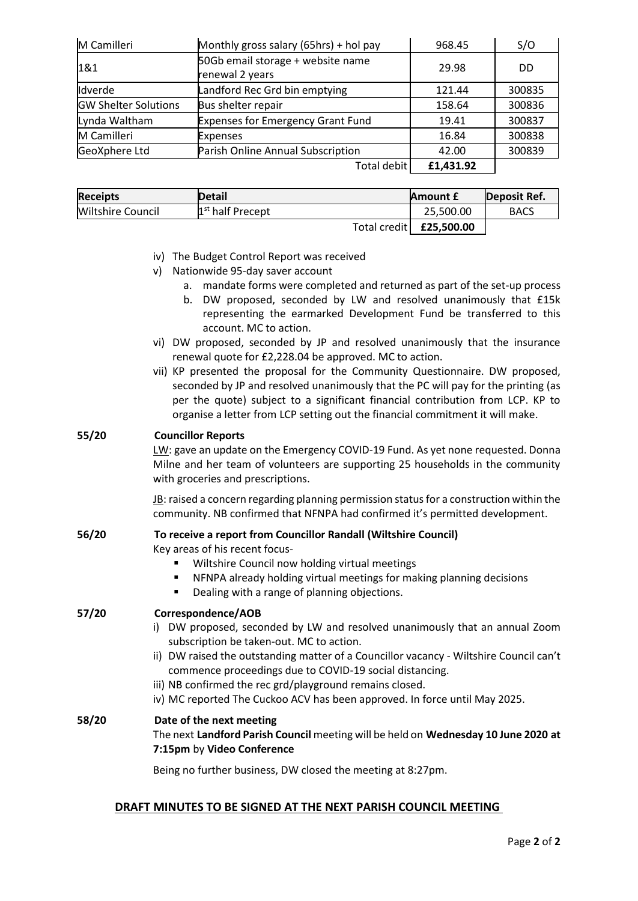| | | | |
|---|---|---|---|
| M Camilleri | Monthly gross salary (65hrs) + hol pay | 968.45 | S/O |
| 1&1 | 50Gb email storage + website name renewal 2 years | 29.98 | DD |
| Idverde | Landford Rec Grd bin emptying | 121.44 | 300835 |
| GW Shelter Solutions | Bus shelter repair | 158.64 | 300836 |
| Lynda Waltham | Expenses for Emergency Grant Fund | 19.41 | 300837 |
| M Camilleri | Expenses | 16.84 | 300838 |
| GeoXphere Ltd | Parish Online Annual Subscription | 42.00 | 300839 |
| | Total debit | **£1,431.92** | |

| **Receipts** | **Detail** | **Amount £** | **Deposit Ref.** |
|---|---|---|---|
| Wiltshire Council | 1st half Precept | 25,500.00 | BACS |
| | Total credit | **£25,500.00** | |

iv) The Budget Control Report was received

v) Nationwide 95-day saver account
   a. mandate forms were completed and returned as part of the set-up process
   b. DW proposed, seconded by LW and resolved unanimously that £15k representing the earmarked Development Fund be transferred to this account. MC to action.

vi) DW proposed, seconded by JP and resolved unanimously that the insurance renewal quote for £2,228.04 be approved. MC to action.

vii) KP presented the proposal for the Community Questionnaire. DW proposed, seconded by JP and resolved unanimously that the PC will pay for the printing (as per the quote) subject to a significant financial contribution from LCP. KP to organise a letter from LCP setting out the financial commitment it will make.

**55/20 Councillor Reports**

LW: gave an update on the Emergency COVID-19 Fund. As yet none requested. Donna Milne and her team of volunteers are supporting 25 households in the community with groceries and prescriptions.

JB: raised a concern regarding planning permission status for a construction within the community. NB confirmed that NFNPA had confirmed it's permitted development.

**56/20 To receive a report from Councillor Randall (Wiltshire Council)**

Key areas of his recent focus-

- Wiltshire Council now holding virtual meetings
- NFNPA already holding virtual meetings for making planning decisions
- Dealing with a range of planning objections.

**57/20 Correspondence/AOB**

i) DW proposed, seconded by LW and resolved unanimously that an annual Zoom subscription be taken-out. MC to action.

ii) DW raised the outstanding matter of a Councillor vacancy - Wiltshire Council can't commence proceedings due to COVID-19 social distancing.

iii) NB confirmed the rec grd/playground remains closed.

iv) MC reported The Cuckoo ACV has been approved. In force until May 2025.

**58/20 Date of the next meeting**

The next **Landford Parish Council** meeting will be held on **Wednesday 10 June 2020 at 7:15pm** by **Video Conference**

Being no further business, DW closed the meeting at 8:27pm.

**DRAFT MINUTES TO BE SIGNED AT THE NEXT PARISH COUNCIL MEETING**